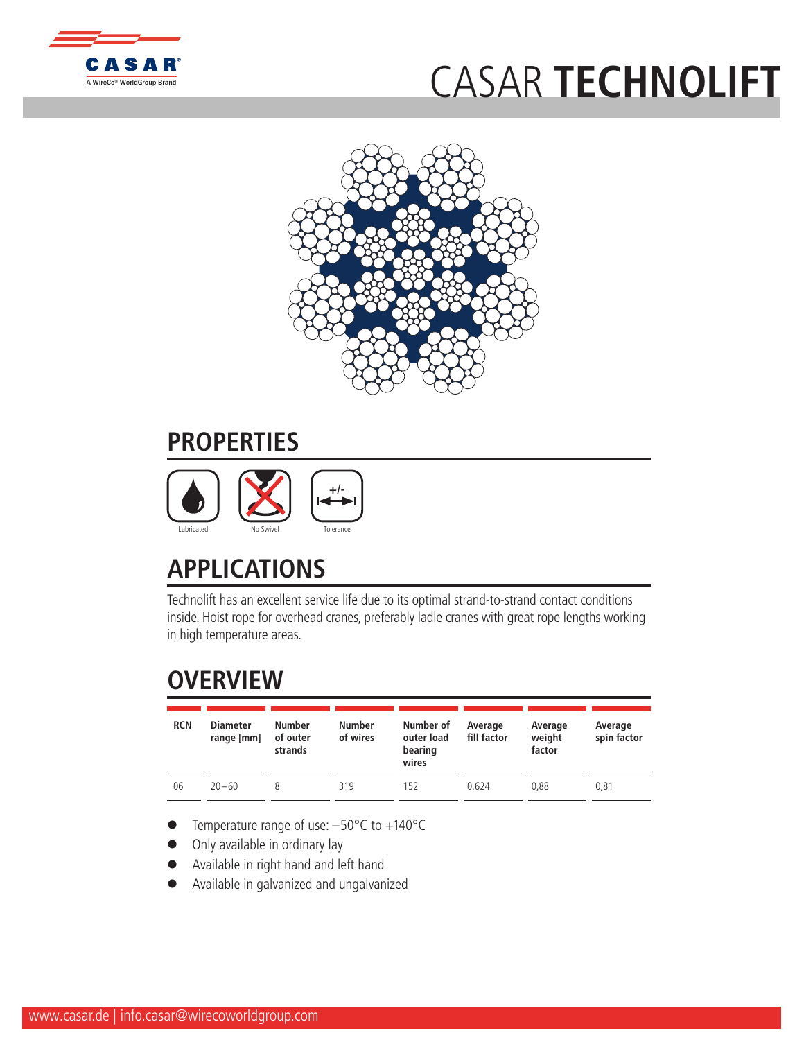# CASAR **TECHNOLIFT**

## PROPERTIES

Lubricated | No Swivel | Tolerance

## APPLICATIONS

Technolift has an excellent service life due to its optimal strand-to-strand contact conditions inside. Hoist rope for overhead cranes, preferably ladle cranes with great rope lengths working in high temperature areas.

## OVERVIEW

| RCN | Diameter range [mm] | Number of outer strands | Number of wires | Number of outer load bearing wires | Average fill factor | Average weight factor | Average spin factor |
|---|---|---|---|---|---|---|---|
| 06 | 20–60 | 8 | 319 | 152 | 0,624 | 0,88 | 0,81 |

- Temperature range of use: −50°C to +140°C
- Only available in ordinary lay
- Available in right hand and left hand
- Available in galvanized and ungalvanized

www.casar.de | info.casar@wirecoworldgroup.com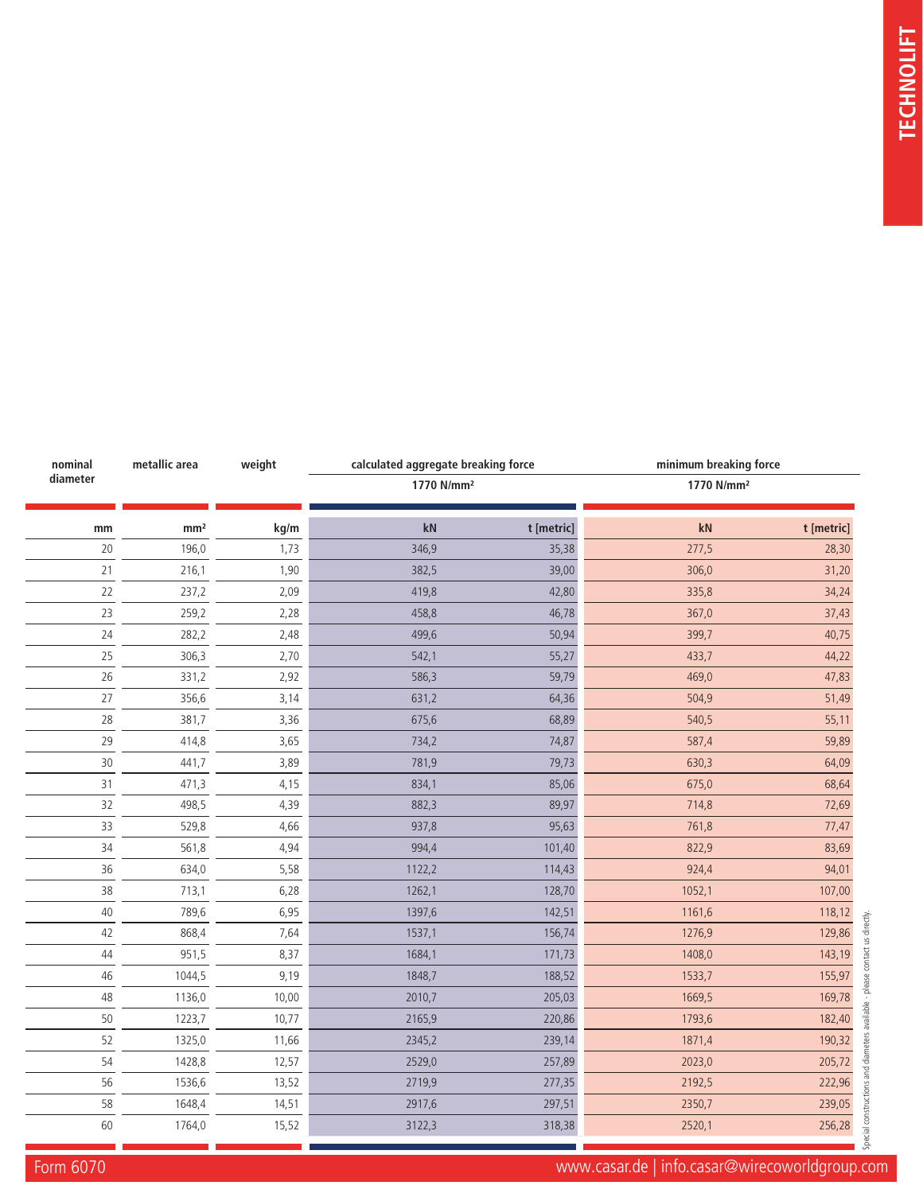| nominal diameter | metallic area | weight | calculated aggregate breaking force | | minimum breaking force | |
|---|---|---|---|---|---|---|
| | | | 1770 N/mm² | | 1770 N/mm² | |
| mm | mm² | kg/m | kN | t [metric] | kN | t [metric] |
| 20 | 196,0 | 1,73 | 346,9 | 35,38 | 277,5 | 28,30 |
| 21 | 216,1 | 1,90 | 382,5 | 39,00 | 306,0 | 31,20 |
| 22 | 237,2 | 2,09 | 419,8 | 42,80 | 335,8 | 34,24 |
| 23 | 259,2 | 2,28 | 458,8 | 46,78 | 367,0 | 37,43 |
| 24 | 282,2 | 2,48 | 499,6 | 50,94 | 399,7 | 40,75 |
| 25 | 306,3 | 2,70 | 542,1 | 55,27 | 433,7 | 44,22 |
| 26 | 331,2 | 2,92 | 586,3 | 59,79 | 469,0 | 47,83 |
| 27 | 356,6 | 3,14 | 631,2 | 64,36 | 504,9 | 51,49 |
| 28 | 381,7 | 3,36 | 675,6 | 68,89 | 540,5 | 55,11 |
| 29 | 414,8 | 3,65 | 734,2 | 74,87 | 587,4 | 59,89 |
| 30 | 441,7 | 3,89 | 781,9 | 79,73 | 630,3 | 64,09 |
| 31 | 471,3 | 4,15 | 834,1 | 85,06 | 675,0 | 68,64 |
| 32 | 498,5 | 4,39 | 882,3 | 89,97 | 714,8 | 72,69 |
| 33 | 529,8 | 4,66 | 937,8 | 95,63 | 761,8 | 77,47 |
| 34 | 561,8 | 4,94 | 994,4 | 101,40 | 822,9 | 83,69 |
| 36 | 634,0 | 5,58 | 1122,2 | 114,43 | 924,4 | 94,01 |
| 38 | 713,1 | 6,28 | 1262,1 | 128,70 | 1052,1 | 107,00 |
| 40 | 789,6 | 6,95 | 1397,6 | 142,51 | 1161,6 | 118,12 |
| 42 | 868,4 | 7,64 | 1537,1 | 156,74 | 1276,9 | 129,86 |
| 44 | 951,5 | 8,37 | 1684,1 | 171,73 | 1408,0 | 143,19 |
| 46 | 1044,5 | 9,19 | 1848,7 | 188,52 | 1533,7 | 155,97 |
| 48 | 1136,0 | 10,00 | 2010,7 | 205,03 | 1669,5 | 169,78 |
| 50 | 1223,7 | 10,77 | 2165,9 | 220,86 | 1793,6 | 182,40 |
| 52 | 1325,0 | 11,66 | 2345,2 | 239,14 | 1871,4 | 190,32 |
| 54 | 1428,8 | 12,57 | 2529,0 | 257,89 | 2023,0 | 205,72 |
| 56 | 1536,6 | 13,52 | 2719,9 | 277,35 | 2192,5 | 222,96 |
| 58 | 1648,4 | 14,51 | 2917,6 | 297,51 | 2350,7 | 239,05 |
| 60 | 1764,0 | 15,52 | 3122,3 | 318,38 | 2520,1 | 256,28 |

Special constructions and diameters available - please contact us directly.

Form 6070

www.casar.de | info.casar@wirecoworldgroup.com